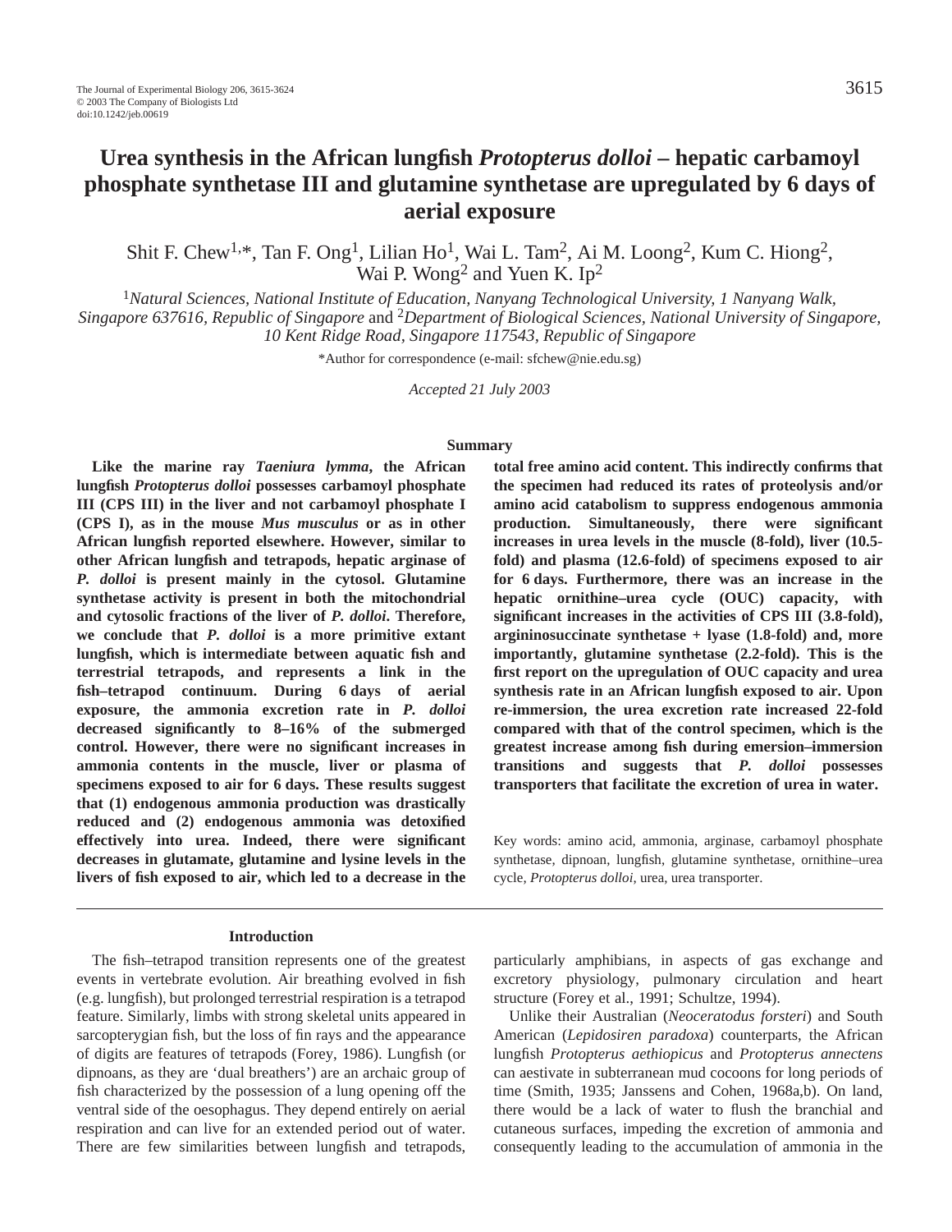# Urea synthesis in the African lungfish *Protopterus dolloi* – hepatic carbamoyl phosphate synthetase III and glutamine synthetase are upregulated by 6 days of aerial exposure

Shit F. Chew[1,*], Tan F. Ong[1], Lilian Ho[1], Wai L. Tam[2], Ai M. Loong[2], Kum C. Hiong[2], Wai P. Wong[2] and Yuen K. Ip[2]

[1]*Natural Sciences, National Institute of Education, Nanyang Technological University, 1 Nanyang Walk, Singapore 637616, Republic of Singapore* and [2]*Department of Biological Sciences, National University of Singapore, 10 Kent Ridge Road, Singapore 117543, Republic of Singapore*

*Author for correspondence (e-mail: sfchew@nie.edu.sg)

*Accepted 21 July 2003*

## Summary

**Like the marine ray *Taeniura lymma*, the African lungfish *Protopterus dolloi* possesses carbamoyl phosphate III (CPS III) in the liver and not carbamoyl phosphate I (CPS I), as in the mouse *Mus musculus* or as in other African lungfish reported elsewhere. However, similar to other African lungfish and tetrapods, hepatic arginase of *P. dolloi* is present mainly in the cytosol. Glutamine synthetase activity is present in both the mitochondrial and cytosolic fractions of the liver of *P. dolloi*. Therefore, we conclude that *P. dolloi* is a more primitive extant lungfish, which is intermediate between aquatic fish and terrestrial tetrapods, and represents a link in the fish–tetrapod continuum. During 6 days of aerial exposure, the ammonia excretion rate in *P. dolloi* decreased significantly to 8–16% of the submerged control. However, there were no significant increases in ammonia contents in the muscle, liver or plasma of specimens exposed to air for 6 days. These results suggest that (1) endogenous ammonia production was drastically reduced and (2) endogenous ammonia was detoxified effectively into urea. Indeed, there were significant decreases in glutamate, glutamine and lysine levels in the livers of fish exposed to air, which led to a decrease in the total free amino acid content. This indirectly confirms that the specimen had reduced its rates of proteolysis and/or amino acid catabolism to suppress endogenous ammonia production. Simultaneously, there were significant increases in urea levels in the muscle (8-fold), liver (10.5-fold) and plasma (12.6-fold) of specimens exposed to air for 6 days. Furthermore, there was an increase in the hepatic ornithine–urea cycle (OUC) capacity, with significant increases in the activities of CPS III (3.8-fold), argininosuccinate synthetase + lyase (1.8-fold) and, more importantly, glutamine synthetase (2.2-fold). This is the first report on the upregulation of OUC capacity and urea synthesis rate in an African lungfish exposed to air. Upon re-immersion, the urea excretion rate increased 22-fold compared with that of the control specimen, which is the greatest increase among fish during emersion–immersion transitions and suggests that *P. dolloi* possesses transporters that facilitate the excretion of urea in water.**

Key words: amino acid, ammonia, arginase, carbamoyl phosphate synthetase, dipnoan, lungfish, glutamine synthetase, ornithine–urea cycle, *Protopterus dolloi*, urea, urea transporter.

## Introduction

The fish–tetrapod transition represents one of the greatest events in vertebrate evolution. Air breathing evolved in fish (e.g. lungfish), but prolonged terrestrial respiration is a tetrapod feature. Similarly, limbs with strong skeletal units appeared in sarcopterygian fish, but the loss of fin rays and the appearance of digits are features of tetrapods (Forey, 1986). Lungfish (or dipnoans, as they are 'dual breathers') are an archaic group of fish characterized by the possession of a lung opening off the ventral side of the oesophagus. They depend entirely on aerial respiration and can live for an extended period out of water. There are few similarities between lungfish and tetrapods, particularly amphibians, in aspects of gas exchange and excretory physiology, pulmonary circulation and heart structure (Forey et al., 1991; Schultze, 1994).

Unlike their Australian (*Neoceratodus forsteri*) and South American (*Lepidosiren paradoxa*) counterparts, the African lungfish *Protopterus aethiopicus* and *Protopterus annectens* can aestivate in subterranean mud cocoons for long periods of time (Smith, 1935; Janssens and Cohen, 1968a,b). On land, there would be a lack of water to flush the branchial and cutaneous surfaces, impeding the excretion of ammonia and consequently leading to the accumulation of ammonia in the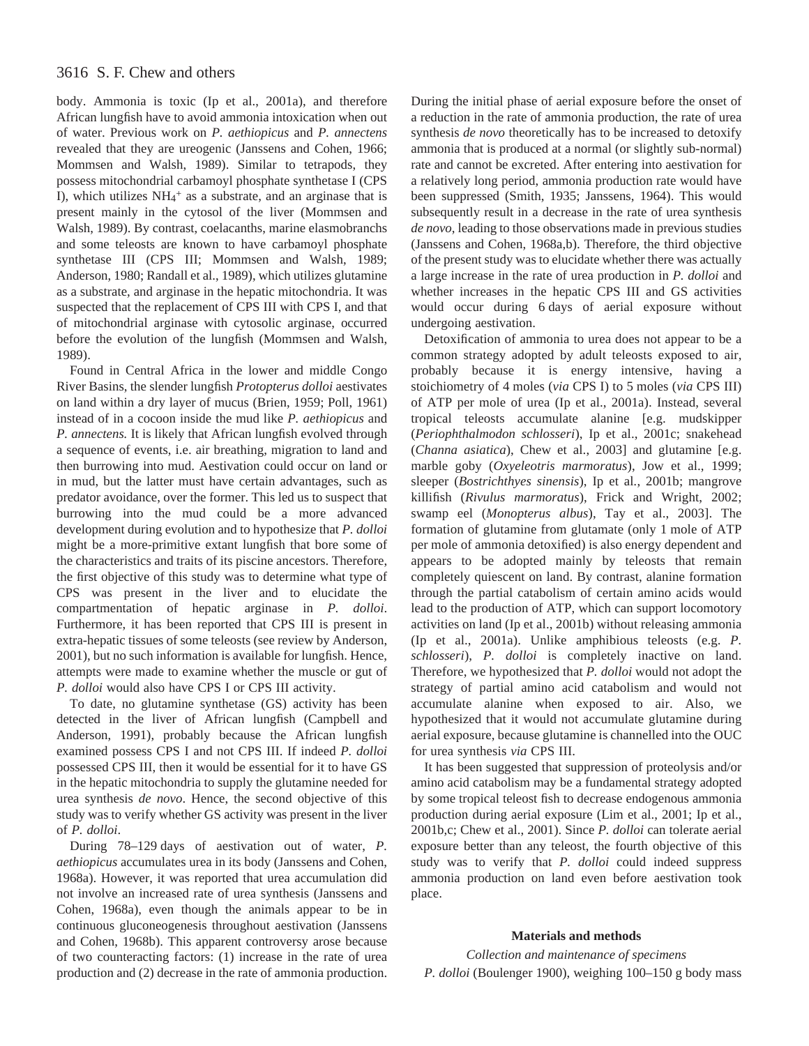body. Ammonia is toxic (Ip et al., 2001a), and therefore African lungfish have to avoid ammonia intoxication when out of water. Previous work on *P. aethiopicus* and *P. annectens* revealed that they are ureogenic (Janssens and Cohen, 1966; Mommsen and Walsh, 1989). Similar to tetrapods, they possess mitochondrial carbamoyl phosphate synthetase I (CPS I), which utilizes $NH_4^+$ as a substrate, and an arginase that is present mainly in the cytosol of the liver (Mommsen and Walsh, 1989). By contrast, coelacanths, marine elasmobranchs and some teleosts are known to have carbamoyl phosphate synthetase III (CPS III; Mommsen and Walsh, 1989; Anderson, 1980; Randall et al., 1989), which utilizes glutamine as a substrate, and arginase in the hepatic mitochondria. It was suspected that the replacement of CPS III with CPS I, and that of mitochondrial arginase with cytosolic arginase, occurred before the evolution of the lungfish (Mommsen and Walsh, 1989).

Found in Central Africa in the lower and middle Congo River Basins, the slender lungfish *Protopterus dolloi* aestivates on land within a dry layer of mucus (Brien, 1959; Poll, 1961) instead of in a cocoon inside the mud like *P. aethiopicus* and *P. annectens.* It is likely that African lungfish evolved through a sequence of events, i.e. air breathing, migration to land and then burrowing into mud. Aestivation could occur on land or in mud, but the latter must have certain advantages, such as predator avoidance, over the former. This led us to suspect that burrowing into the mud could be a more advanced development during evolution and to hypothesize that *P. dolloi* might be a more-primitive extant lungfish that bore some of the characteristics and traits of its piscine ancestors. Therefore, the first objective of this study was to determine what type of CPS was present in the liver and to elucidate the compartmentation of hepatic arginase in *P. dolloi*. Furthermore, it has been reported that CPS III is present in extra-hepatic tissues of some teleosts (see review by Anderson, 2001), but no such information is available for lungfish. Hence, attempts were made to examine whether the muscle or gut of *P. dolloi* would also have CPS I or CPS III activity.

To date, no glutamine synthetase (GS) activity has been detected in the liver of African lungfish (Campbell and Anderson, 1991), probably because the African lungfish examined possess CPS I and not CPS III. If indeed *P. dolloi* possessed CPS III, then it would be essential for it to have GS in the hepatic mitochondria to supply the glutamine needed for urea synthesis *de novo*. Hence, the second objective of this study was to verify whether GS activity was present in the liver of *P. dolloi*.

During 78–129 days of aestivation out of water, *P. aethiopicus* accumulates urea in its body (Janssens and Cohen, 1968a). However, it was reported that urea accumulation did not involve an increased rate of urea synthesis (Janssens and Cohen, 1968a), even though the animals appear to be in continuous gluconeogenesis throughout aestivation (Janssens and Cohen, 1968b). This apparent controversy arose because of two counteracting factors: (1) increase in the rate of urea production and (2) decrease in the rate of ammonia production. During the initial phase of aerial exposure before the onset of a reduction in the rate of ammonia production, the rate of urea synthesis *de novo* theoretically has to be increased to detoxify ammonia that is produced at a normal (or slightly sub-normal) rate and cannot be excreted. After entering into aestivation for a relatively long period, ammonia production rate would have been suppressed (Smith, 1935; Janssens, 1964). This would subsequently result in a decrease in the rate of urea synthesis *de novo*, leading to those observations made in previous studies (Janssens and Cohen, 1968a,b). Therefore, the third objective of the present study was to elucidate whether there was actually a large increase in the rate of urea production in *P. dolloi* and whether increases in the hepatic CPS III and GS activities would occur during 6 days of aerial exposure without undergoing aestivation.

Detoxification of ammonia to urea does not appear to be a common strategy adopted by adult teleosts exposed to air, probably because it is energy intensive, having a stoichiometry of 4 moles (*via* CPS I) to 5 moles (*via* CPS III) of ATP per mole of urea (Ip et al., 2001a). Instead, several tropical teleosts accumulate alanine [e.g. mudskipper (*Periophthalmodon schlosseri*), Ip et al., 2001c; snakehead (*Channa asiatica*), Chew et al., 2003] and glutamine [e.g. marble goby (*Oxyeleotris marmoratus*), Jow et al., 1999; sleeper (*Bostrichthyes sinensis*), Ip et al., 2001b; mangrove killifish (*Rivulus marmoratus*), Frick and Wright, 2002; swamp eel (*Monopterus albus*), Tay et al., 2003]. The formation of glutamine from glutamate (only 1 mole of ATP per mole of ammonia detoxified) is also energy dependent and appears to be adopted mainly by teleosts that remain completely quiescent on land. By contrast, alanine formation through the partial catabolism of certain amino acids would lead to the production of ATP, which can support locomotory activities on land (Ip et al., 2001b) without releasing ammonia (Ip et al., 2001a). Unlike amphibious teleosts (e.g. *P. schlosseri*), *P. dolloi* is completely inactive on land. Therefore, we hypothesized that *P. dolloi* would not adopt the strategy of partial amino acid catabolism and would not accumulate alanine when exposed to air. Also, we hypothesized that it would not accumulate glutamine during aerial exposure, because glutamine is channelled into the OUC for urea synthesis *via* CPS III.

It has been suggested that suppression of proteolysis and/or amino acid catabolism may be a fundamental strategy adopted by some tropical teleost fish to decrease endogenous ammonia production during aerial exposure (Lim et al., 2001; Ip et al., 2001b,c; Chew et al., 2001). Since *P. dolloi* can tolerate aerial exposure better than any teleost, the fourth objective of this study was to verify that *P. dolloi* could indeed suppress ammonia production on land even before aestivation took place.

## Materials and methods

### *Collection and maintenance of specimens*

*P. dolloi* (Boulenger 1900), weighing 100–150 g body mass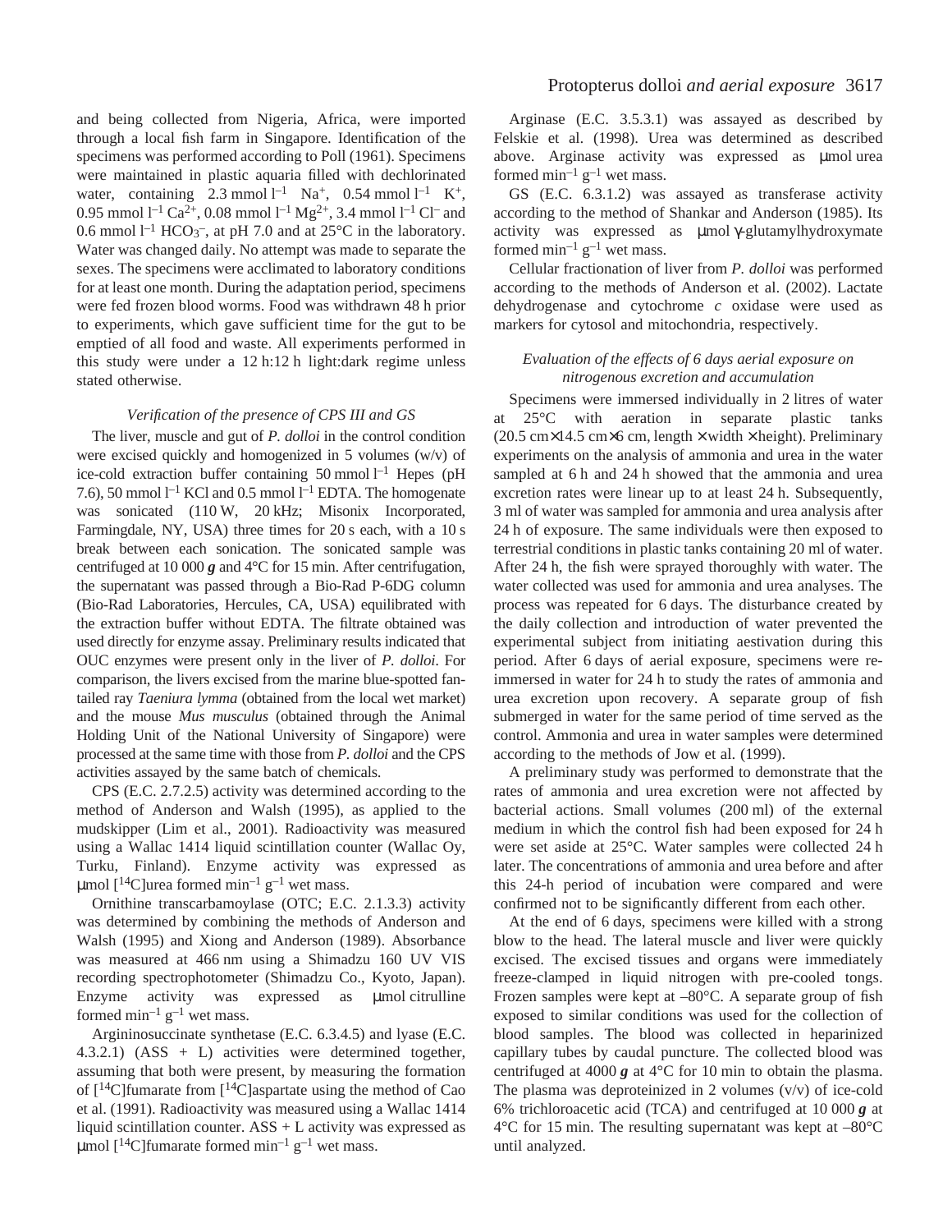and being collected from Nigeria, Africa, were imported through a local fish farm in Singapore. Identification of the specimens was performed according to Poll (1961). Specimens were maintained in plastic aquaria filled with dechlorinated water, containing 2.3 mmol $l^{-1}$ $Na^+$, 0.54 mmol $l^{-1}$ $K^+$, 0.95 mmol $l^{-1}$ $Ca^{2+}$, 0.08 mmol $l^{-1}$ $Mg^{2+}$, 3.4 mmol $l^{-1}$ $Cl^-$ and 0.6 mmol $l^{-1}$ $HCO_3^-$, at pH 7.0 and at 25°C in the laboratory. Water was changed daily. No attempt was made to separate the sexes. The specimens were acclimated to laboratory conditions for at least one month. During the adaptation period, specimens were fed frozen blood worms. Food was withdrawn 48 h prior to experiments, which gave sufficient time for the gut to be emptied of all food and waste. All experiments performed in this study were under a 12 h:12 h light:dark regime unless stated otherwise.

### *Verification of the presence of CPS III and GS*

The liver, muscle and gut of *P. dolloi* in the control condition were excised quickly and homogenized in 5 volumes (w/v) of ice-cold extraction buffer containing 50 mmol $l^{-1}$ Hepes (pH 7.6), 50 mmol $l^{-1}$ KCl and 0.5 mmol $l^{-1}$ EDTA. The homogenate was sonicated (110 W, 20 kHz; Misonix Incorporated, Farmingdale, NY, USA) three times for 20 s each, with a 10 s break between each sonication. The sonicated sample was centrifuged at 10 000 ***g*** and 4°C for 15 min. After centrifugation, the supernatant was passed through a Bio-Rad P-6DG column (Bio-Rad Laboratories, Hercules, CA, USA) equilibrated with the extraction buffer without EDTA. The filtrate obtained was used directly for enzyme assay. Preliminary results indicated that OUC enzymes were present only in the liver of *P. dolloi*. For comparison, the livers excised from the marine blue-spotted fan-tailed ray *Taeniura lymma* (obtained from the local wet market) and the mouse *Mus musculus* (obtained through the Animal Holding Unit of the National University of Singapore) were processed at the same time with those from *P. dolloi* and the CPS activities assayed by the same batch of chemicals.

CPS (E.C. 2.7.2.5) activity was determined according to the method of Anderson and Walsh (1995), as applied to the mudskipper (Lim et al., 2001). Radioactivity was measured using a Wallac 1414 liquid scintillation counter (Wallac Oy, Turku, Finland). Enzyme activity was expressed as μmol [$^{14}$C]urea formed $min^{-1}$ $g^{-1}$ wet mass.

Ornithine transcarbamoylase (OTC; E.C. 2.1.3.3) activity was determined by combining the methods of Anderson and Walsh (1995) and Xiong and Anderson (1989). Absorbance was measured at 466 nm using a Shimadzu 160 UV VIS recording spectrophotometer (Shimadzu Co., Kyoto, Japan). Enzyme activity was expressed as μmol citrulline formed $min^{-1}$ $g^{-1}$ wet mass.

Argininosuccinate synthetase (E.C. 6.3.4.5) and lyase (E.C. 4.3.2.1) (ASS + L) activities were determined together, assuming that both were present, by measuring the formation of [$^{14}$C]fumarate from [$^{14}$C]aspartate using the method of Cao et al. (1991). Radioactivity was measured using a Wallac 1414 liquid scintillation counter. ASS + L activity was expressed as μmol [$^{14}$C]fumarate formed $min^{-1}$ $g^{-1}$ wet mass.

Arginase (E.C. 3.5.3.1) was assayed as described by Felskie et al. (1998). Urea was determined as described above. Arginase activity was expressed as μmol urea formed $min^{-1}$ $g^{-1}$ wet mass.

GS (E.C. 6.3.1.2) was assayed as transferase activity according to the method of Shankar and Anderson (1985). Its activity was expressed as μmol γ-glutamylhydroxymate formed $min^{-1}$ $g^{-1}$ wet mass.

Cellular fractionation of liver from *P. dolloi* was performed according to the methods of Anderson et al. (2002). Lactate dehydrogenase and cytochrome *c* oxidase were used as markers for cytosol and mitochondria, respectively.

### *Evaluation of the effects of 6 days aerial exposure on nitrogenous excretion and accumulation*

Specimens were immersed individually in 2 litres of water at 25°C with aeration in separate plastic tanks (20.5 cm×14.5 cm×6 cm, length × width × height). Preliminary experiments on the analysis of ammonia and urea in the water sampled at 6 h and 24 h showed that the ammonia and urea excretion rates were linear up to at least 24 h. Subsequently, 3 ml of water was sampled for ammonia and urea analysis after 24 h of exposure. The same individuals were then exposed to terrestrial conditions in plastic tanks containing 20 ml of water. After 24 h, the fish were sprayed thoroughly with water. The water collected was used for ammonia and urea analyses. The process was repeated for 6 days. The disturbance created by the daily collection and introduction of water prevented the experimental subject from initiating aestivation during this period. After 6 days of aerial exposure, specimens were re-immersed in water for 24 h to study the rates of ammonia and urea excretion upon recovery. A separate group of fish submerged in water for the same period of time served as the control. Ammonia and urea in water samples were determined according to the methods of Jow et al. (1999).

A preliminary study was performed to demonstrate that the rates of ammonia and urea excretion were not affected by bacterial actions. Small volumes (200 ml) of the external medium in which the control fish had been exposed for 24 h were set aside at 25°C. Water samples were collected 24 h later. The concentrations of ammonia and urea before and after this 24-h period of incubation were compared and were confirmed not to be significantly different from each other.

At the end of 6 days, specimens were killed with a strong blow to the head. The lateral muscle and liver were quickly excised. The excised tissues and organs were immediately freeze-clamped in liquid nitrogen with pre-cooled tongs. Frozen samples were kept at –80°C. A separate group of fish exposed to similar conditions was used for the collection of blood samples. The blood was collected in heparinized capillary tubes by caudal puncture. The collected blood was centrifuged at 4000 ***g*** at 4°C for 10 min to obtain the plasma. The plasma was deproteinized in 2 volumes (v/v) of ice-cold 6% trichloroacetic acid (TCA) and centrifuged at 10 000 ***g*** at 4°C for 15 min. The resulting supernatant was kept at –80°C until analyzed.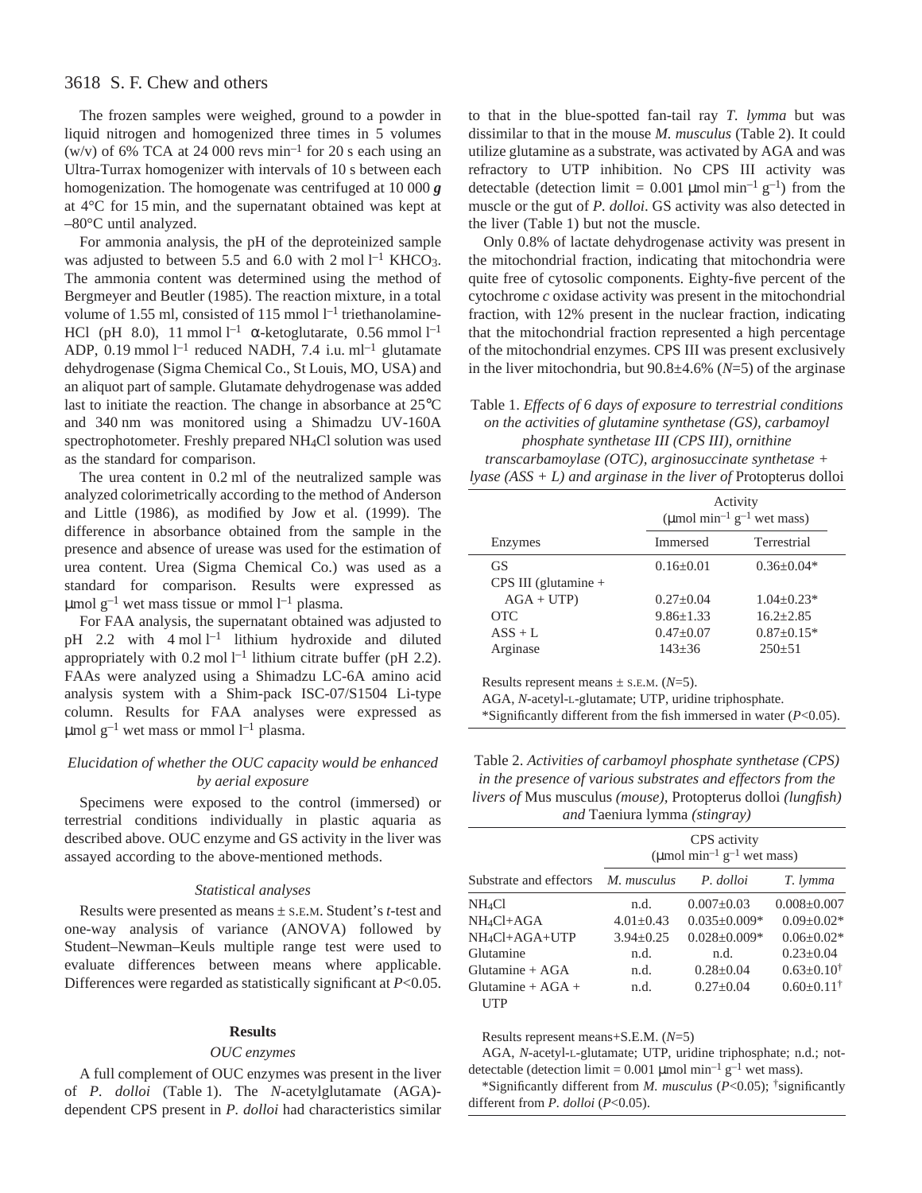The frozen samples were weighed, ground to a powder in liquid nitrogen and homogenized three times in 5 volumes (w/v) of 6% TCA at 24 000 revs $min^{-1}$ for 20 s each using an Ultra-Turrax homogenizer with intervals of 10 s between each homogenization. The homogenate was centrifuged at 10 000 ***g*** at 4°C for 15 min, and the supernatant obtained was kept at –80°C until analyzed.

For ammonia analysis, the pH of the deproteinized sample was adjusted to between 5.5 and 6.0 with 2 mol $l^{-1}$ $KHCO_3$. The ammonia content was determined using the method of Bergmeyer and Beutler (1985). The reaction mixture, in a total volume of 1.55 ml, consisted of 115 mmol $l^{-1}$ triethanolamine-HCl (pH 8.0), 11 mmol $l^{-1}$ α-ketoglutarate, 0.56 mmol $l^{-1}$ ADP, 0.19 mmol $l^{-1}$ reduced NADH, 7.4 i.u. $ml^{-1}$ glutamate dehydrogenase (Sigma Chemical Co., St Louis, MO, USA) and an aliquot part of sample. Glutamate dehydrogenase was added last to initiate the reaction. The change in absorbance at 25°C and 340 nm was monitored using a Shimadzu UV-160A spectrophotometer. Freshly prepared $NH_4Cl$ solution was used as the standard for comparison.

The urea content in 0.2 ml of the neutralized sample was analyzed colorimetrically according to the method of Anderson and Little (1986), as modified by Jow et al. (1999). The difference in absorbance obtained from the sample in the presence and absence of urease was used for the estimation of urea content. Urea (Sigma Chemical Co.) was used as a standard for comparison. Results were expressed as μmol $g^{-1}$ wet mass tissue or mmol $l^{-1}$ plasma.

For FAA analysis, the supernatant obtained was adjusted to pH 2.2 with 4 mol $l^{-1}$ lithium hydroxide and diluted appropriately with 0.2 mol $l^{-1}$ lithium citrate buffer (pH 2.2). FAAs were analyzed using a Shimadzu LC-6A amino acid analysis system with a Shim-pack ISC-07/S1504 Li-type column. Results for FAA analyses were expressed as μmol $g^{-1}$ wet mass or mmol $l^{-1}$ plasma.

### *Elucidation of whether the OUC capacity would be enhanced by aerial exposure*

Specimens were exposed to the control (immersed) or terrestrial conditions individually in plastic aquaria as described above. OUC enzyme and GS activity in the liver was assayed according to the above-mentioned methods.

### *Statistical analyses*

Results were presented as means ± S.E.M. Student's *t*-test and one-way analysis of variance (ANOVA) followed by Student–Newman–Keuls multiple range test were used to evaluate differences between means where applicable. Differences were regarded as statistically significant at $P<0.05$.

## Results

### *OUC enzymes*

A full complement of OUC enzymes was present in the liver of *P. dolloi* (Table 1). The *N*-acetylglutamate (AGA)-dependent CPS present in *P. dolloi* had characteristics similar to that in the blue-spotted fan-tail ray *T. lymma* but was dissimilar to that in the mouse *M. musculus* (Table 2). It could utilize glutamine as a substrate, was activated by AGA and was refractory to UTP inhibition. No CPS III activity was detectable (detection limit = 0.001 μmol $min^{-1}$ $g^{-1}$) from the muscle or the gut of *P. dolloi*. GS activity was also detected in the liver (Table 1) but not the muscle.

Only 0.8% of lactate dehydrogenase activity was present in the mitochondrial fraction, indicating that mitochondria were quite free of cytosolic components. Eighty-five percent of the cytochrome *c* oxidase activity was present in the mitochondrial fraction, with 12% present in the nuclear fraction, indicating that the mitochondrial fraction represented a high percentage of the mitochondrial enzymes. CPS III was present exclusively in the liver mitochondria, but 90.8±4.6% ($N$=5) of the arginase

Table 1. *Effects of 6 days of exposure to terrestrial conditions on the activities of glutamine synthetase (GS), carbamoyl phosphate synthetase III (CPS III), ornithine transcarbamoylase (OTC), arginosuccinate synthetase + lyase (ASS + L) and arginase in the liver of* Protopterus dolloi

| | Activity (μmol $min^{-1}$ $g^{-1}$ wet mass) | |
|---|---|---|
| Enzymes | Immersed | Terrestrial |
| GS | 0.16±0.01 | 0.36±0.04* |
| CPS III (glutamine + AGA + UTP) | 0.27±0.04 | 1.04±0.23* |
| OTC | 9.86±1.33 | 16.2±2.85 |
| ASS + L | 0.47±0.07 | 0.87±0.15* |
| Arginase | 143±36 | 250±51 |

Results represent means ± S.E.M. ($N$=5).

AGA, *N*-acetyl-L-glutamate; UTP, uridine triphosphate.

*Significantly different from the fish immersed in water ($P<0.05$).

Table 2. *Activities of carbamoyl phosphate synthetase (CPS) in the presence of various substrates and effectors from the livers of* Mus musculus *(mouse),* Protopterus dolloi *(lungfish) and* Taeniura lymma *(stingray)*

| | CPS activity (μmol $min^{-1}$ $g^{-1}$ wet mass) | | |
|---|---|---|---|
| Substrate and effectors | *M. musculus* | *P. dolloi* | *T. lymma* |
| $NH_4Cl$ | n.d. | 0.007±0.03 | 0.008±0.007 |
| $NH_4Cl$+AGA | 4.01±0.43 | 0.035±0.009* | 0.09±0.02* |
| $NH_4Cl$+AGA+UTP | 3.94±0.25 | 0.028±0.009* | 0.06±0.02* |
| Glutamine | n.d. | n.d. | 0.23±0.04 |
| Glutamine + AGA | n.d. | 0.28±0.04 | 0.63±0.10† |
| Glutamine + AGA + UTP | n.d. | 0.27±0.04 | 0.60±0.11† |

Results represent means+S.E.M. ($N$=5)

AGA, *N*-acetyl-L-glutamate; UTP, uridine triphosphate; n.d.; not-detectable (detection limit = 0.001 μmol $min^{-1}$ $g^{-1}$ wet mass).

*Significantly different from *M. musculus* ($P<0.05$); †significantly different from *P. dolloi* ($P<0.05$).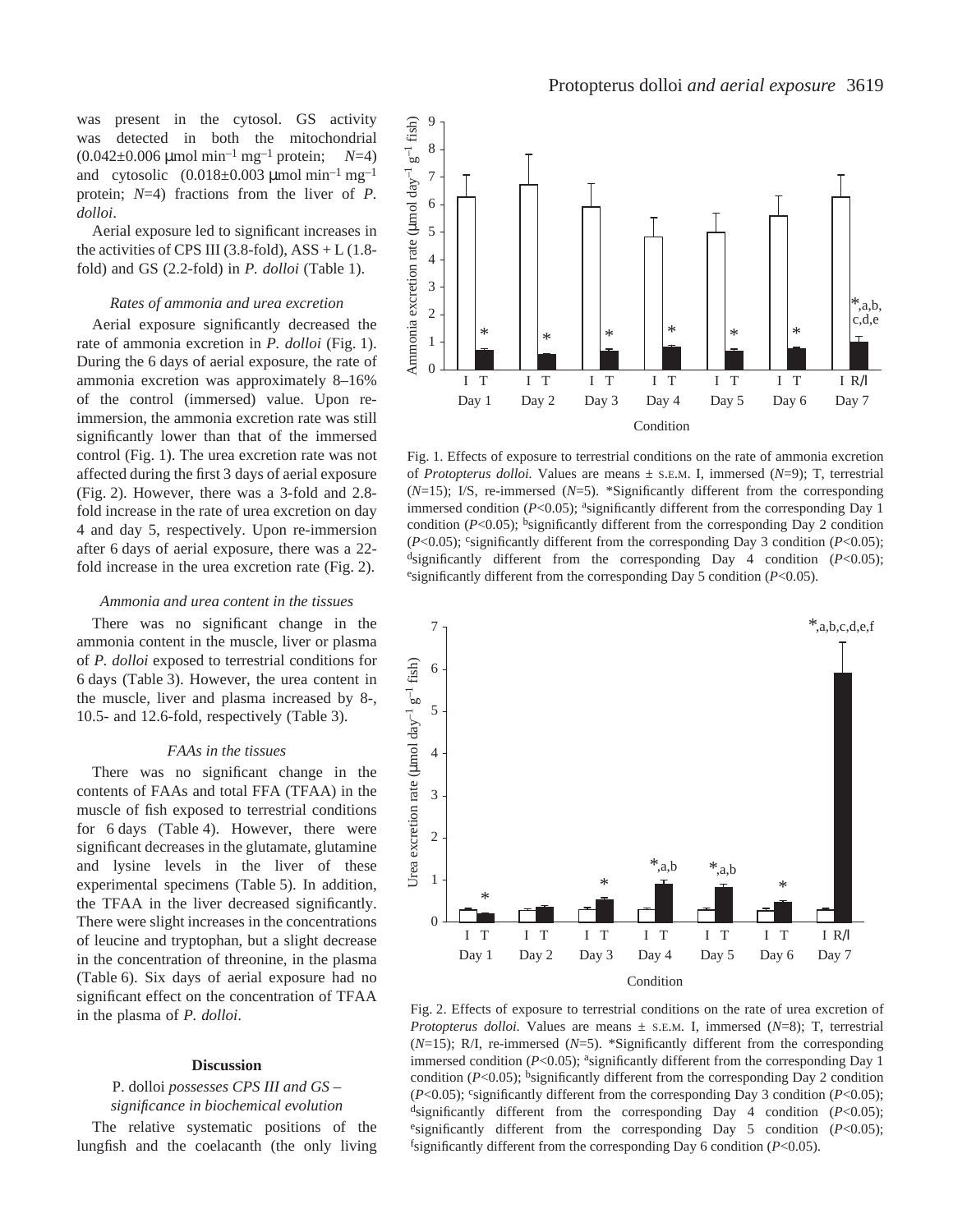was present in the cytosol. GS activity was detected in both the mitochondrial (0.042±0.006 μmol min$^{-1}$ mg$^{-1}$ protein; $N$=4) and cytosolic (0.018±0.003 μmol min$^{-1}$ mg$^{-1}$ protein; $N$=4) fractions from the liver of *P. dolloi*.

Aerial exposure led to significant increases in the activities of CPS III (3.8-fold), ASS + L (1.8-fold) and GS (2.2-fold) in *P. dolloi* (Table 1).

### *Rates of ammonia and urea excretion*

Aerial exposure significantly decreased the rate of ammonia excretion in *P. dolloi* (Fig. 1). During the 6 days of aerial exposure, the rate of ammonia excretion was approximately 8–16% of the control (immersed) value. Upon re-immersion, the ammonia excretion rate was still significantly lower than that of the immersed control (Fig. 1). The urea excretion rate was not affected during the first 3 days of aerial exposure (Fig. 2). However, there was a 3-fold and 2.8-fold increase in the rate of urea excretion on day 4 and day 5, respectively. Upon re-immersion after 6 days of aerial exposure, there was a 22-fold increase in the urea excretion rate (Fig. 2).

### *Ammonia and urea content in the tissues*

There was no significant change in the ammonia content in the muscle, liver or plasma of *P. dolloi* exposed to terrestrial conditions for 6 days (Table 3). However, the urea content in the muscle, liver and plasma increased by 8-, 10.5- and 12.6-fold, respectively (Table 3).

### *FAAs in the tissues*

There was no significant change in the contents of FAAs and total FFA (TFAA) in the muscle of fish exposed to terrestrial conditions for 6 days (Table 4). However, there were significant decreases in the glutamate, glutamine and lysine levels in the liver of these experimental specimens (Table 5). In addition, the TFAA in the liver decreased significantly. There were slight increases in the concentrations of leucine and tryptophan, but a slight decrease in the concentration of threonine, in the plasma (Table 6). Six days of aerial exposure had no significant effect on the concentration of TFAA in the plasma of *P. dolloi*.

Fig. 1. Effects of exposure to terrestrial conditions on the rate of ammonia excretion of *Protopterus dolloi.* Values are means ± S.E.M. I, immersed ($N$=9); T, terrestrial ($N$=15); I/S, re-immersed ($N$=5). *Significantly different from the corresponding immersed condition ($P$<0.05); [a]significantly different from the corresponding Day 1 condition ($P$<0.05); [b]significantly different from the corresponding Day 2 condition ($P$<0.05); [c]significantly different from the corresponding Day 3 condition ($P$<0.05); [d]significantly different from the corresponding Day 4 condition ($P$<0.05); [e]significantly different from the corresponding Day 5 condition ($P$<0.05).

Fig. 2. Effects of exposure to terrestrial conditions on the rate of urea excretion of *Protopterus dolloi.* Values are means ± S.E.M. I, immersed ($N$=8); T, terrestrial ($N$=15); R/I, re-immersed ($N$=5). *Significantly different from the corresponding immersed condition ($P$<0.05); [a]significantly different from the corresponding Day 1 condition ($P$<0.05); [b]significantly different from the corresponding Day 2 condition ($P$<0.05); [c]significantly different from the corresponding Day 3 condition ($P$<0.05); [d]significantly different from the corresponding Day 4 condition ($P$<0.05); [e]significantly different from the corresponding Day 5 condition ($P$<0.05); [f]significantly different from the corresponding Day 6 condition ($P$<0.05).

## Discussion

### P. dolloi *possesses CPS III and GS – significance in biochemical evolution*

The relative systematic positions of the lungfish and the coelacanth (the only living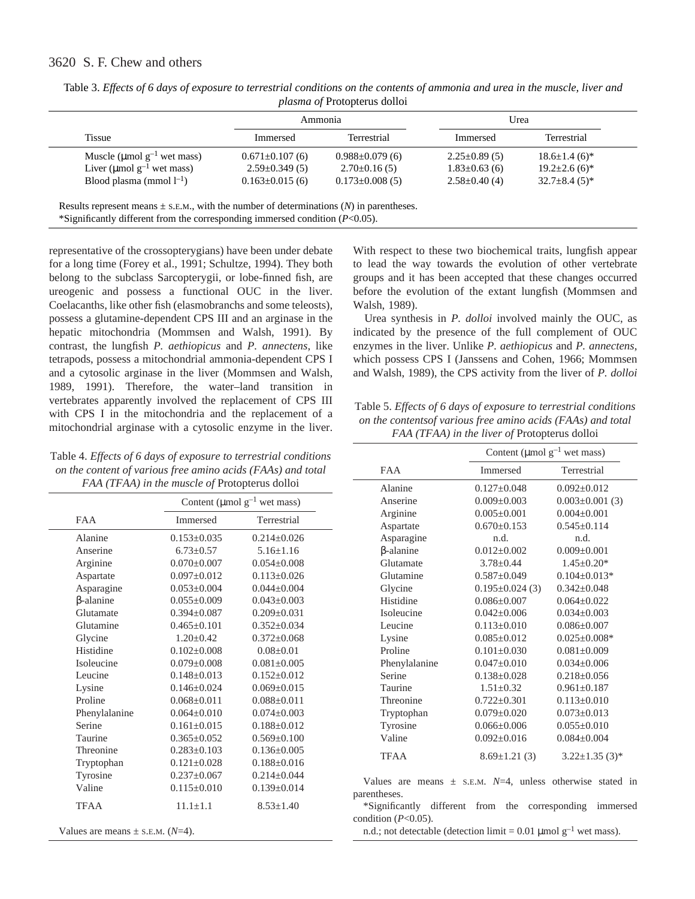Table 3. *Effects of 6 days of exposure to terrestrial conditions on the contents of ammonia and urea in the muscle, liver and plasma of* Protopterus dolloi

| Tissue | Ammonia | | Urea | |
|---|---|---|---|---|
| | Immersed | Terrestrial | Immersed | Terrestrial |
| Muscle (μmol $g^{-1}$ wet mass) | 0.671±0.107 (6) | 0.988±0.079 (6) | 2.25±0.89 (5) | 18.6±1.4 (6)* |
| Liver (μmol $g^{-1}$ wet mass) | 2.59±0.349 (5) | 2.70±0.16 (5) | 1.83±0.63 (6) | 19.2±2.6 (6)* |
| Blood plasma (mmol $l^{-1}$) | 0.163±0.015 (6) | 0.173±0.008 (5) | 2.58±0.40 (4) | 32.7±8.4 (5)* |

Results represent means ± S.E.M., with the number of determinations (*N*) in parentheses.
*Significantly different from the corresponding immersed condition (*P*<0.05).

representative of the crossopterygians) have been under debate for a long time (Forey et al., 1991; Schultze, 1994). They both belong to the subclass Sarcopterygii, or lobe-finned fish, are ureogenic and possess a functional OUC in the liver. Coelacanths, like other fish (elasmobranchs and some teleosts), possess a glutamine-dependent CPS III and an arginase in the hepatic mitochondria (Mommsen and Walsh, 1991). By contrast, the lungfish *P. aethiopicus* and *P. annectens*, like tetrapods, possess a mitochondrial ammonia-dependent CPS I and a cytosolic arginase in the liver (Mommsen and Walsh, 1989, 1991). Therefore, the water–land transition in vertebrates apparently involved the replacement of CPS III with CPS I in the mitochondria and the replacement of a mitochondrial arginase with a cytosolic enzyme in the liver. With respect to these two biochemical traits, lungfish appear to lead the way towards the evolution of other vertebrate groups and it has been accepted that these changes occurred before the evolution of the extant lungfish (Mommsen and Walsh, 1989).

Urea synthesis in *P. dolloi* involved mainly the OUC, as indicated by the presence of the full complement of OUC enzymes in the liver. Unlike *P. aethiopicus* and *P. annectens*, which possess CPS I (Janssens and Cohen, 1966; Mommsen and Walsh, 1989), the CPS activity from the liver of *P. dolloi*

Table 4. *Effects of 6 days of exposure to terrestrial conditions on the content of various free amino acids (FAAs) and total FAA (TFAA) in the muscle of* Protopterus dolloi

| FAA | Content (μmol $g^{-1}$ wet mass) | |
|---|---|---|
| | Immersed | Terrestrial |
| Alanine | 0.153±0.035 | 0.214±0.026 |
| Anserine | 6.73±0.57 | 5.16±1.16 |
| Arginine | 0.070±0.007 | 0.054±0.008 |
| Aspartate | 0.097±0.012 | 0.113±0.026 |
| Asparagine | 0.053±0.004 | 0.044±0.004 |
| β-alanine | 0.055±0.009 | 0.043±0.003 |
| Glutamate | 0.394±0.087 | 0.209±0.031 |
| Glutamine | 0.465±0.101 | 0.352±0.034 |
| Glycine | 1.20±0.42 | 0.372±0.068 |
| Histidine | 0.102±0.008 | 0.08±0.01 |
| Isoleucine | 0.079±0.008 | 0.081±0.005 |
| Leucine | 0.148±0.013 | 0.152±0.012 |
| Lysine | 0.146±0.024 | 0.069±0.015 |
| Proline | 0.068±0.011 | 0.088±0.011 |
| Phenylalanine | 0.064±0.010 | 0.074±0.003 |
| Serine | 0.161±0.015 | 0.188±0.012 |
| Taurine | 0.365±0.052 | 0.569±0.100 |
| Threonine | 0.283±0.103 | 0.136±0.005 |
| Tryptophan | 0.121±0.028 | 0.188±0.016 |
| Tyrosine | 0.237±0.067 | 0.214±0.044 |
| Valine | 0.115±0.010 | 0.139±0.014 |
| TFAA | 11.1±1.1 | 8.53±1.40 |

Values are means ± S.E.M. (*N*=4).

Table 5. *Effects of 6 days of exposure to terrestrial conditions on the contentsof various free amino acids (FAAs) and total FAA (TFAA) in the liver of* Protopterus dolloi

| FAA | Content (μmol $g^{-1}$ wet mass) | |
|---|---|---|
| | Immersed | Terrestrial |
| Alanine | 0.127±0.048 | 0.092±0.012 |
| Anserine | 0.009±0.003 | 0.003±0.001 (3) |
| Arginine | 0.005±0.001 | 0.004±0.001 |
| Aspartate | 0.670±0.153 | 0.545±0.114 |
| Asparagine | n.d. | n.d. |
| β-alanine | 0.012±0.002 | 0.009±0.001 |
| Glutamate | 3.78±0.44 | 1.45±0.20* |
| Glutamine | 0.587±0.049 | 0.104±0.013* |
| Glycine | 0.195±0.024 (3) | 0.342±0.048 |
| Histidine | 0.086±0.007 | 0.064±0.022 |
| Isoleucine | 0.042±0.006 | 0.034±0.003 |
| Leucine | 0.113±0.010 | 0.086±0.007 |
| Lysine | 0.085±0.012 | 0.025±0.008* |
| Proline | 0.101±0.030 | 0.081±0.009 |
| Phenylalanine | 0.047±0.010 | 0.034±0.006 |
| Serine | 0.138±0.028 | 0.218±0.056 |
| Taurine | 1.51±0.32 | 0.961±0.187 |
| Threonine | 0.722±0.301 | 0.113±0.010 |
| Tryptophan | 0.079±0.020 | 0.073±0.013 |
| Tyrosine | 0.066±0.006 | 0.055±0.010 |
| Valine | 0.092±0.016 | 0.084±0.004 |
| TFAA | 8.69±1.21 (3) | 3.22±1.35 (3)* |

Values are means ± S.E.M. *N*=4, unless otherwise stated in parentheses.
*Significantly different from the corresponding immersed condition (*P*<0.05).
n.d.; not detectable (detection limit = 0.01 μmol $g^{-1}$ wet mass).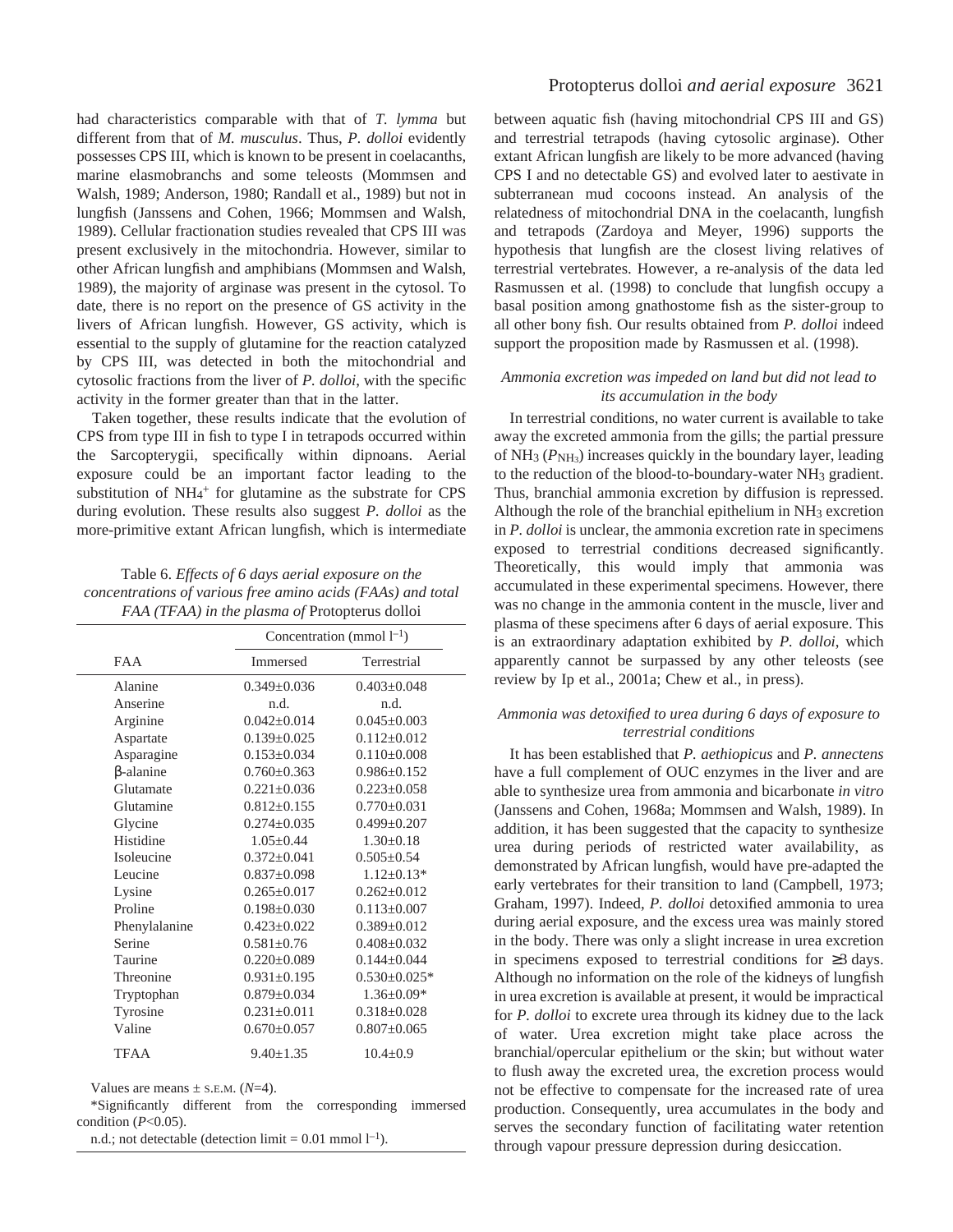had characteristics comparable with that of *T. lymma* but different from that of *M. musculus*. Thus, *P. dolloi* evidently possesses CPS III, which is known to be present in coelacanths, marine elasmobranchs and some teleosts (Mommsen and Walsh, 1989; Anderson, 1980; Randall et al., 1989) but not in lungfish (Janssens and Cohen, 1966; Mommsen and Walsh, 1989). Cellular fractionation studies revealed that CPS III was present exclusively in the mitochondria. However, similar to other African lungfish and amphibians (Mommsen and Walsh, 1989), the majority of arginase was present in the cytosol. To date, there is no report on the presence of GS activity in the livers of African lungfish. However, GS activity, which is essential to the supply of glutamine for the reaction catalyzed by CPS III, was detected in both the mitochondrial and cytosolic fractions from the liver of *P. dolloi*, with the specific activity in the former greater than that in the latter.

Taken together, these results indicate that the evolution of CPS from type III in fish to type I in tetrapods occurred within the Sarcopterygii, specifically within dipnoans. Aerial exposure could be an important factor leading to the substitution of $NH_4^+$ for glutamine as the substrate for CPS during evolution. These results also suggest *P. dolloi* as the more-primitive extant African lungfish, which is intermediate between aquatic fish (having mitochondrial CPS III and GS) and terrestrial tetrapods (having cytosolic arginase). Other extant African lungfish are likely to be more advanced (having CPS I and no detectable GS) and evolved later to aestivate in subterranean mud cocoons instead. An analysis of the relatedness of mitochondrial DNA in the coelacanth, lungfish and tetrapods (Zardoya and Meyer, 1996) supports the hypothesis that lungfish are the closest living relatives of terrestrial vertebrates. However, a re-analysis of the data led Rasmussen et al. (1998) to conclude that lungfish occupy a basal position among gnathostome fish as the sister-group to all other bony fish. Our results obtained from *P. dolloi* indeed support the proposition made by Rasmussen et al. (1998).

Table 6. *Effects of 6 days aerial exposure on the concentrations of various free amino acids (FAAs) and total FAA (TFAA) in the plasma of* Protopterus dolloi

| FAA | Concentration (mmol $l^{-1}$) | |
|---|---|---|
| | Immersed | Terrestrial |
| Alanine | 0.349±0.036 | 0.403±0.048 |
| Anserine | n.d. | n.d. |
| Arginine | 0.042±0.014 | 0.045±0.003 |
| Aspartate | 0.139±0.025 | 0.112±0.012 |
| Asparagine | 0.153±0.034 | 0.110±0.008 |
| β-alanine | 0.760±0.363 | 0.986±0.152 |
| Glutamate | 0.221±0.036 | 0.223±0.058 |
| Glutamine | 0.812±0.155 | 0.770±0.031 |
| Glycine | 0.274±0.035 | 0.499±0.207 |
| Histidine | 1.05±0.44 | 1.30±0.18 |
| Isoleucine | 0.372±0.041 | 0.505±0.54 |
| Leucine | 0.837±0.098 | 1.12±0.13* |
| Lysine | 0.265±0.017 | 0.262±0.012 |
| Proline | 0.198±0.030 | 0.113±0.007 |
| Phenylalanine | 0.423±0.022 | 0.389±0.012 |
| Serine | 0.581±0.76 | 0.408±0.032 |
| Taurine | 0.220±0.089 | 0.144±0.044 |
| Threonine | 0.931±0.195 | 0.530±0.025* |
| Tryptophan | 0.879±0.034 | 1.36±0.09* |
| Tyrosine | 0.231±0.011 | 0.318±0.028 |
| Valine | 0.670±0.057 | 0.807±0.065 |
| TFAA | 9.40±1.35 | 10.4±0.9 |

Values are means ± S.E.M. ($N$=4).

*Significantly different from the corresponding immersed condition ($P$<0.05).

n.d.; not detectable (detection limit = 0.01 mmol $l^{-1}$).

### *Ammonia excretion was impeded on land but did not lead to its accumulation in the body*

In terrestrial conditions, no water current is available to take away the excreted ammonia from the gills; the partial pressure of $NH_3$ ($P_{NH_3}$) increases quickly in the boundary layer, leading to the reduction of the blood-to-boundary-water $NH_3$ gradient. Thus, branchial ammonia excretion by diffusion is repressed. Although the role of the branchial epithelium in $NH_3$ excretion in *P. dolloi* is unclear, the ammonia excretion rate in specimens exposed to terrestrial conditions decreased significantly. Theoretically, this would imply that ammonia was accumulated in these experimental specimens. However, there was no change in the ammonia content in the muscle, liver and plasma of these specimens after 6 days of aerial exposure. This is an extraordinary adaptation exhibited by *P. dolloi*, which apparently cannot be surpassed by any other teleosts (see review by Ip et al., 2001a; Chew et al., in press).

### *Ammonia was detoxified to urea during 6 days of exposure to terrestrial conditions*

It has been established that *P. aethiopicus* and *P. annectens* have a full complement of OUC enzymes in the liver and are able to synthesize urea from ammonia and bicarbonate *in vitro* (Janssens and Cohen, 1968a; Mommsen and Walsh, 1989). In addition, it has been suggested that the capacity to synthesize urea during periods of restricted water availability, as demonstrated by African lungfish, would have pre-adapted the early vertebrates for their transition to land (Campbell, 1973; Graham, 1997). Indeed, *P. dolloi* detoxified ammonia to urea during aerial exposure, and the excess urea was mainly stored in the body. There was only a slight increase in urea excretion in specimens exposed to terrestrial conditions for ≥3 days. Although no information on the role of the kidneys of lungfish in urea excretion is available at present, it would be impractical for *P. dolloi* to excrete urea through its kidney due to the lack of water. Urea excretion might take place across the branchial/opercular epithelium or the skin; but without water to flush away the excreted urea, the excretion process would not be effective to compensate for the increased rate of urea production. Consequently, urea accumulates in the body and serves the secondary function of facilitating water retention through vapour pressure depression during desiccation.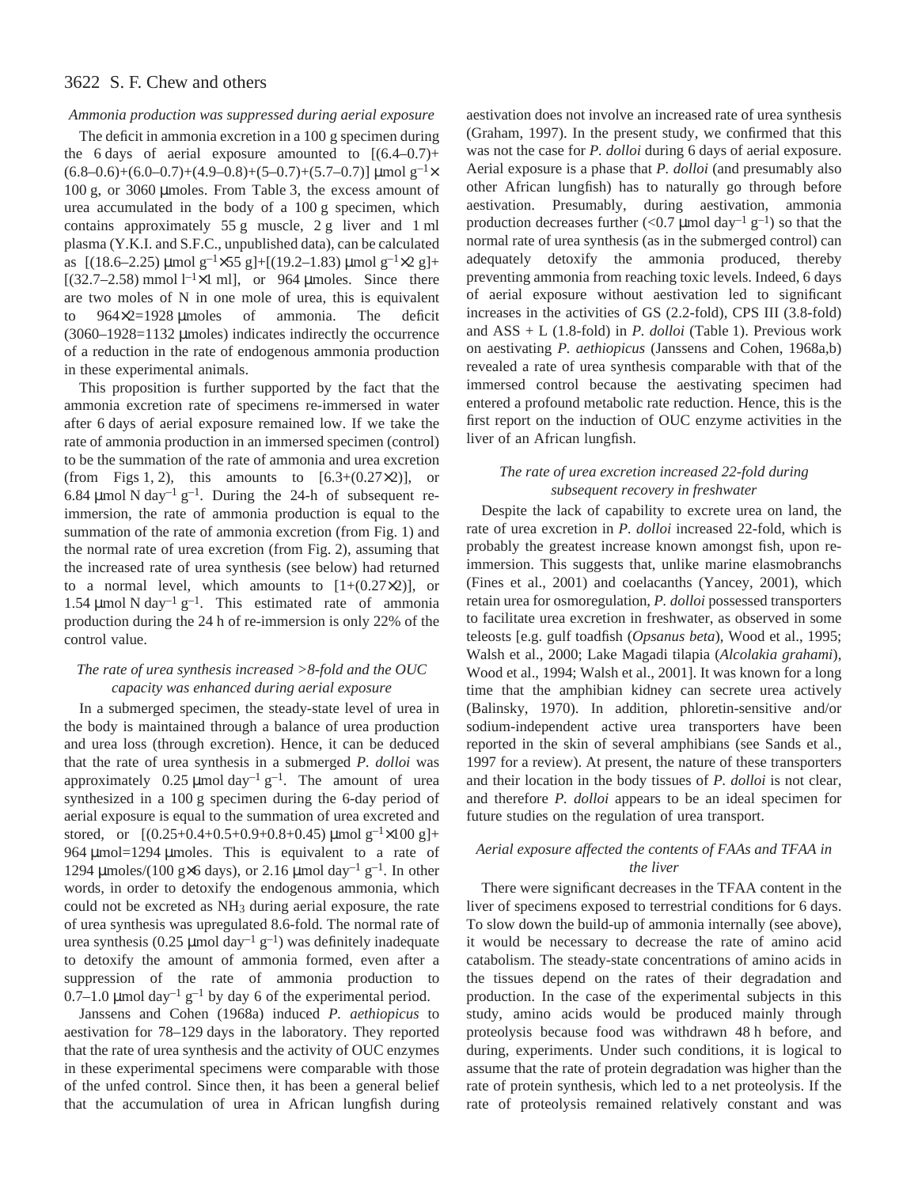### *Ammonia production was suppressed during aerial exposure*

The deficit in ammonia excretion in a 100 g specimen during the 6 days of aerial exposure amounted to $[(6.4–0.7)+(6.8–0.6)+(6.0–0.7)+(4.9–0.8)+(5–0.7)+(5.7–0.7)]$ μmol g$^{-1}$× 100 g, or 3060 μmoles. From Table 3, the excess amount of urea accumulated in the body of a 100 g specimen, which contains approximately 55 g muscle, 2 g liver and 1 ml plasma (Y.K.I. and S.F.C., unpublished data), can be calculated as $[(18.6–2.25)$ μmol g$^{-1}$×55 g]+[(19.2–1.83) μmol g$^{-1}$×2 g]+[(32.7–2.58) mmol l$^{-1}$×1 ml], or 964 μmoles. Since there are two moles of N in one mole of urea, this is equivalent to 964×2=1928 μmoles of ammonia. The deficit (3060–1928=1132 μmoles) indicates indirectly the occurrence of a reduction in the rate of endogenous ammonia production in these experimental animals.

This proposition is further supported by the fact that the ammonia excretion rate of specimens re-immersed in water after 6 days of aerial exposure remained low. If we take the rate of ammonia production in an immersed specimen (control) to be the summation of the rate of ammonia and urea excretion (from Figs 1, 2), this amounts to [6.3+(0.27×2)], or 6.84 μmol N day$^{-1}$ g$^{-1}$. During the 24-h of subsequent re-immersion, the rate of ammonia production is equal to the summation of the rate of ammonia excretion (from Fig. 1) and the normal rate of urea excretion (from Fig. 2), assuming that the increased rate of urea synthesis (see below) had returned to a normal level, which amounts to [1+(0.27×2)], or 1.54 μmol N day$^{-1}$ g$^{-1}$. This estimated rate of ammonia production during the 24 h of re-immersion is only 22% of the control value.

### *The rate of urea synthesis increased >8-fold and the OUC capacity was enhanced during aerial exposure*

In a submerged specimen, the steady-state level of urea in the body is maintained through a balance of urea production and urea loss (through excretion). Hence, it can be deduced that the rate of urea synthesis in a submerged *P. dolloi* was approximately 0.25 μmol day$^{-1}$ g$^{-1}$. The amount of urea synthesized in a 100 g specimen during the 6-day period of aerial exposure is equal to the summation of urea excreted and stored, or [(0.25+0.4+0.5+0.9+0.8+0.45) μmol g$^{-1}$×100 g]+ 964 μmol=1294 μmoles. This is equivalent to a rate of 1294 μmoles/(100 g×6 days), or 2.16 μmol day$^{-1}$ g$^{-1}$. In other words, in order to detoxify the endogenous ammonia, which could not be excreted as $NH_3$ during aerial exposure, the rate of urea synthesis was upregulated 8.6-fold. The normal rate of urea synthesis (0.25 μmol day$^{-1}$ g$^{-1}$) was definitely inadequate to detoxify the amount of ammonia formed, even after a suppression of the rate of ammonia production to 0.7–1.0 μmol day$^{-1}$ g$^{-1}$ by day 6 of the experimental period.

Janssens and Cohen (1968a) induced *P. aethiopicus* to aestivation for 78–129 days in the laboratory. They reported that the rate of urea synthesis and the activity of OUC enzymes in these experimental specimens were comparable with those of the unfed control. Since then, it has been a general belief that the accumulation of urea in African lungfish during aestivation does not involve an increased rate of urea synthesis (Graham, 1997). In the present study, we confirmed that this was not the case for *P. dolloi* during 6 days of aerial exposure. Aerial exposure is a phase that *P. dolloi* (and presumably also other African lungfish) has to naturally go through before aestivation. Presumably, during aestivation, ammonia production decreases further (<0.7 μmol day$^{-1}$ g$^{-1}$) so that the normal rate of urea synthesis (as in the submerged control) can adequately detoxify the ammonia produced, thereby preventing ammonia from reaching toxic levels. Indeed, 6 days of aerial exposure without aestivation led to significant increases in the activities of GS (2.2-fold), CPS III (3.8-fold) and ASS + L (1.8-fold) in *P. dolloi* (Table 1). Previous work on aestivating *P. aethiopicus* (Janssens and Cohen, 1968a,b) revealed a rate of urea synthesis comparable with that of the immersed control because the aestivating specimen had entered a profound metabolic rate reduction. Hence, this is the first report on the induction of OUC enzyme activities in the liver of an African lungfish.

### *The rate of urea excretion increased 22-fold during subsequent recovery in freshwater*

Despite the lack of capability to excrete urea on land, the rate of urea excretion in *P. dolloi* increased 22-fold, which is probably the greatest increase known amongst fish, upon re-immersion. This suggests that, unlike marine elasmobranchs (Fines et al., 2001) and coelacanths (Yancey, 2001), which retain urea for osmoregulation, *P. dolloi* possessed transporters to facilitate urea excretion in freshwater, as observed in some teleosts [e.g. gulf toadfish (*Opsanus beta*), Wood et al., 1995; Walsh et al., 2000; Lake Magadi tilapia (*Alcolakia grahami*), Wood et al., 1994; Walsh et al., 2001]. It was known for a long time that the amphibian kidney can secrete urea actively (Balinsky, 1970). In addition, phloretin-sensitive and/or sodium-independent active urea transporters have been reported in the skin of several amphibians (see Sands et al., 1997 for a review). At present, the nature of these transporters and their location in the body tissues of *P. dolloi* is not clear, and therefore *P. dolloi* appears to be an ideal specimen for future studies on the regulation of urea transport.

### *Aerial exposure affected the contents of FAAs and TFAA in the liver*

There were significant decreases in the TFAA content in the liver of specimens exposed to terrestrial conditions for 6 days. To slow down the build-up of ammonia internally (see above), it would be necessary to decrease the rate of amino acid catabolism. The steady-state concentrations of amino acids in the tissues depend on the rates of their degradation and production. In the case of the experimental subjects in this study, amino acids would be produced mainly through proteolysis because food was withdrawn 48 h before, and during, experiments. Under such conditions, it is logical to assume that the rate of protein degradation was higher than the rate of protein synthesis, which led to a net proteolysis. If the rate of proteolysis remained relatively constant and was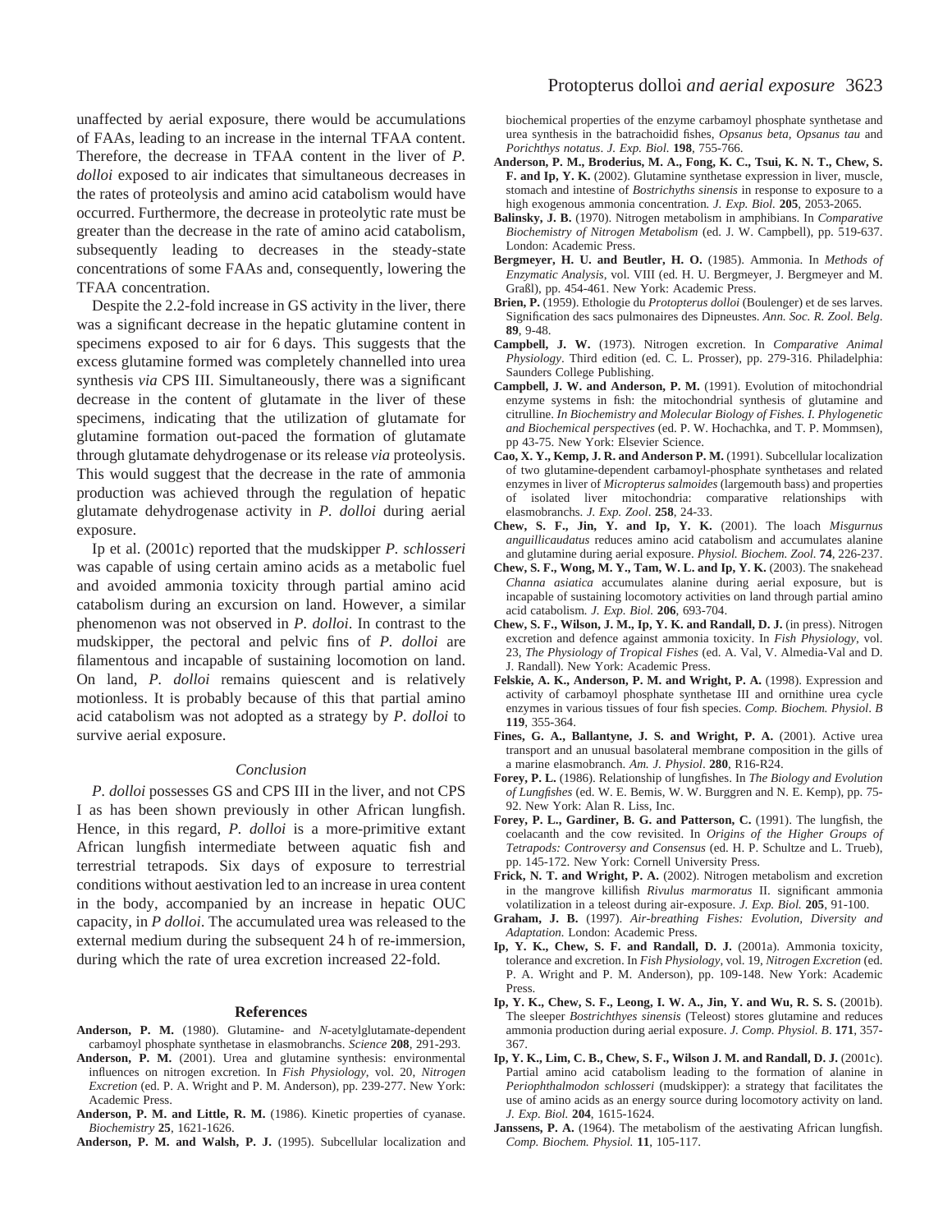unaffected by aerial exposure, there would be accumulations of FAAs, leading to an increase in the internal TFAA content. Therefore, the decrease in TFAA content in the liver of *P. dolloi* exposed to air indicates that simultaneous decreases in the rates of proteolysis and amino acid catabolism would have occurred. Furthermore, the decrease in proteolytic rate must be greater than the decrease in the rate of amino acid catabolism, subsequently leading to decreases in the steady-state concentrations of some FAAs and, consequently, lowering the TFAA concentration.

Despite the 2.2-fold increase in GS activity in the liver, there was a significant decrease in the hepatic glutamine content in specimens exposed to air for 6 days. This suggests that the excess glutamine formed was completely channelled into urea synthesis *via* CPS III. Simultaneously, there was a significant decrease in the content of glutamate in the liver of these specimens, indicating that the utilization of glutamate for glutamine formation out-paced the formation of glutamate through glutamate dehydrogenase or its release *via* proteolysis. This would suggest that the decrease in the rate of ammonia production was achieved through the regulation of hepatic glutamate dehydrogenase activity in *P. dolloi* during aerial exposure.

Ip et al. (2001c) reported that the mudskipper *P. schlosseri* was capable of using certain amino acids as a metabolic fuel and avoided ammonia toxicity through partial amino acid catabolism during an excursion on land. However, a similar phenomenon was not observed in *P. dolloi*. In contrast to the mudskipper, the pectoral and pelvic fins of *P. dolloi* are filamentous and incapable of sustaining locomotion on land. On land, *P. dolloi* remains quiescent and is relatively motionless. It is probably because of this that partial amino acid catabolism was not adopted as a strategy by *P. dolloi* to survive aerial exposure.

### Conclusion

*P. dolloi* possesses GS and CPS III in the liver, and not CPS I as has been shown previously in other African lungfish. Hence, in this regard, *P. dolloi* is a more-primitive extant African lungfish intermediate between aquatic fish and terrestrial tetrapods. Six days of exposure to terrestrial conditions without aestivation led to an increase in urea content in the body, accompanied by an increase in hepatic OUC capacity, in *P dolloi*. The accumulated urea was released to the external medium during the subsequent 24 h of re-immersion, during which the rate of urea excretion increased 22-fold.

## References

**Anderson, P. M.** (1980). Glutamine- and *N*-acetylglutamate-dependent carbamoyl phosphate synthetase in elasmobranchs. *Science* **208**, 291-293.

**Anderson, P. M.** (2001). Urea and glutamine synthesis: environmental influences on nitrogen excretion. In *Fish Physiology*, vol. 20, *Nitrogen Excretion* (ed. P. A. Wright and P. M. Anderson), pp. 239-277. New York: Academic Press.

**Anderson, P. M. and Little, R. M.** (1986). Kinetic properties of cyanase. *Biochemistry* **25**, 1621-1626.

**Anderson, P. M. and Walsh, P. J.** (1995). Subcellular localization and biochemical properties of the enzyme carbamoyl phosphate synthetase and urea synthesis in the batrachoidid fishes, *Opsanus beta, Opsanus tau* and *Porichthys notatus*. *J. Exp. Biol.* **198**, 755-766.

**Anderson, P. M., Broderius, M. A., Fong, K. C., Tsui, K. N. T., Chew, S. F. and Ip, Y. K.** (2002). Glutamine synthetase expression in liver, muscle, stomach and intestine of *Bostrichyths sinensis* in response to exposure to a high exogenous ammonia concentration. *J. Exp. Biol.* **205**, 2053-2065.

**Balinsky, J. B.** (1970). Nitrogen metabolism in amphibians. In *Comparative Biochemistry of Nitrogen Metabolism* (ed. J. W. Campbell), pp. 519-637. London: Academic Press.

**Bergmeyer, H. U. and Beutler, H. O.** (1985). Ammonia. In *Methods of Enzymatic Analysis*, vol. VIII (ed. H. U. Bergmeyer, J. Bergmeyer and M. Graßl), pp. 454-461. New York: Academic Press.

**Brien, P.** (1959). Ethologie du *Protopterus dolloi* (Boulenger) et de ses larves. Signification des sacs pulmonaires des Dipneustes. *Ann. Soc. R. Zool. Belg*. **89**, 9-48.

**Campbell, J. W.** (1973). Nitrogen excretion. In *Comparative Animal Physiology*. Third edition (ed. C. L. Prosser), pp. 279-316. Philadelphia: Saunders College Publishing.

**Campbell, J. W. and Anderson, P. M.** (1991). Evolution of mitochondrial enzyme systems in fish: the mitochondrial synthesis of glutamine and citrulline. *In Biochemistry and Molecular Biology of Fishes. I. Phylogenetic and Biochemical perspectives* (ed. P. W. Hochachka, and T. P. Mommsen), pp 43-75. New York: Elsevier Science.

**Cao, X. Y., Kemp, J. R. and Anderson P. M.** (1991). Subcellular localization of two glutamine-dependent carbamoyl-phosphate synthetases and related enzymes in liver of *Micropterus salmoides* (largemouth bass) and properties of isolated liver mitochondria: comparative relationships with elasmobranchs. *J. Exp. Zool*. **258**, 24-33.

**Chew, S. F., Jin, Y. and Ip, Y. K.** (2001). The loach *Misgurnus anguillicaudatus* reduces amino acid catabolism and accumulates alanine and glutamine during aerial exposure. *Physiol. Biochem. Zool.* **74**, 226-237.

**Chew, S. F., Wong, M. Y., Tam, W. L. and Ip, Y. K.** (2003). The snakehead *Channa asiatica* accumulates alanine during aerial exposure, but is incapable of sustaining locomotory activities on land through partial amino acid catabolism. *J. Exp. Biol.* **206**, 693-704.

**Chew, S. F., Wilson, J. M., Ip, Y. K. and Randall, D. J.** (in press). Nitrogen excretion and defence against ammonia toxicity. In *Fish Physiology*, vol. 23, *The Physiology of Tropical Fishes* (ed. A. Val, V. Almedia-Val and D. J. Randall). New York: Academic Press.

**Felskie, A. K., Anderson, P. M. and Wright, P. A.** (1998). Expression and activity of carbamoyl phosphate synthetase III and ornithine urea cycle enzymes in various tissues of four fish species. *Comp. Biochem. Physiol*. *B* **119**, 355-364.

**Fines, G. A., Ballantyne, J. S. and Wright, P. A.** (2001). Active urea transport and an unusual basolateral membrane composition in the gills of a marine elasmobranch. *Am. J. Physiol*. **280**, R16-R24.

**Forey, P. L.** (1986). Relationship of lungfishes. In *The Biology and Evolution of Lungfishes* (ed. W. E. Bemis, W. W. Burggren and N. E. Kemp), pp. 75-92. New York: Alan R. Liss, Inc.

**Forey, P. L., Gardiner, B. G. and Patterson, C.** (1991). The lungfish, the coelacanth and the cow revisited. In *Origins of the Higher Groups of Tetrapods: Controversy and Consensus* (ed. H. P. Schultze and L. Trueb), pp. 145-172. New York: Cornell University Press.

**Frick, N. T. and Wright, P. A.** (2002). Nitrogen metabolism and excretion in the mangrove killifish *Rivulus marmoratus* II. significant ammonia volatilization in a teleost during air-exposure. *J. Exp. Biol.* **205**, 91-100.

**Graham, J. B.** (1997). *Air-breathing Fishes: Evolution, Diversity and Adaptation*. London: Academic Press.

**Ip, Y. K., Chew, S. F. and Randall, D. J.** (2001a). Ammonia toxicity, tolerance and excretion. In *Fish Physiology*, vol. 19, *Nitrogen Excretion* (ed. P. A. Wright and P. M. Anderson), pp. 109-148. New York: Academic Press.

**Ip, Y. K., Chew, S. F., Leong, I. W. A., Jin, Y. and Wu, R. S. S.** (2001b). The sleeper *Bostrichthyes sinensis* (Teleost) stores glutamine and reduces ammonia production during aerial exposure. *J. Comp. Physiol. B*. **171**, 357-367.

**Ip, Y. K., Lim, C. B., Chew, S. F., Wilson J. M. and Randall, D. J.** (2001c). Partial amino acid catabolism leading to the formation of alanine in *Periophthalmodon schlosseri* (mudskipper): a strategy that facilitates the use of amino acids as an energy source during locomotory activity on land. *J. Exp. Biol.* **204**, 1615-1624.

**Janssens, P. A.** (1964). The metabolism of the aestivating African lungfish. *Comp. Biochem. Physiol.* **11**, 105-117.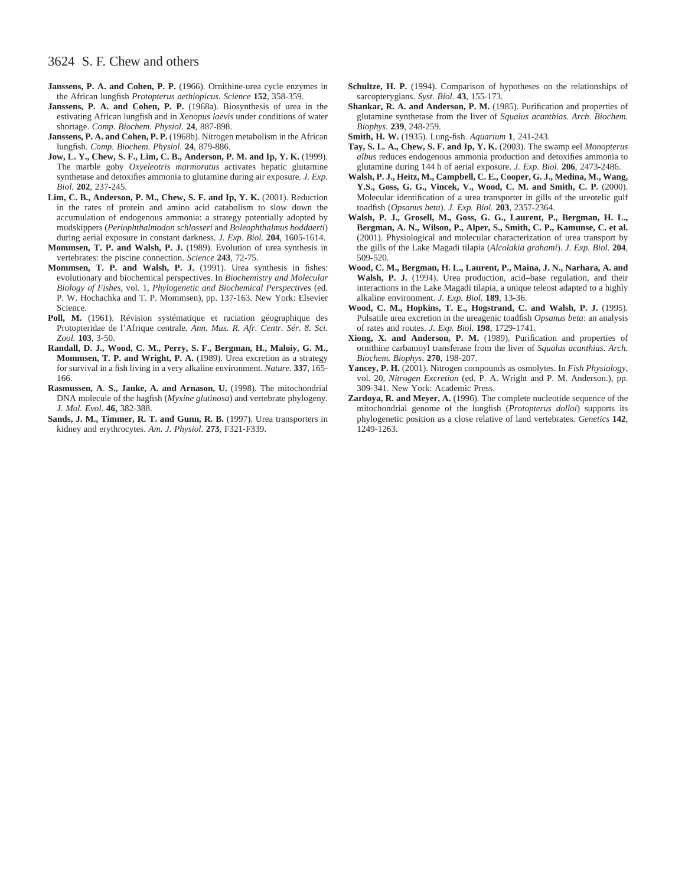**Janssens, P. A. and Cohen, P. P.** (1966). Ornithine-urea cycle enzymes in the African lungfish *Protopterus aethiopicus*. *Science* **152**, 358-359.

**Janssens, P. A. and Cohen, P. P.** (1968a). Biosynthesis of urea in the estivating African lungfish and in *Xenopus laevis* under conditions of water shortage. *Comp. Biochem. Physiol.* **24**, 887-898.

**Janssens, P. A. and Cohen, P. P.** (1968b). Nitrogen metabolism in the African lungfish. *Comp. Biochem. Physiol.* **24**, 879-886.

**Jow, L. Y., Chew, S. F., Lim, C. B., Anderson, P. M. and Ip, Y. K.** (1999). The marble goby *Oxyeleotris marmoratus* activates hepatic glutamine synthetase and detoxifies ammonia to glutamine during air exposure. *J. Exp. Biol.* **202**, 237-245.

**Lim, C. B., Anderson, P. M., Chew, S. F. and Ip, Y. K.** (2001). Reduction in the rates of protein and amino acid catabolism to slow down the accumulation of endogenous ammonia: a strategy potentially adopted by mudskippers (*Periophthalmodon schlosseri* and *Boleophthalmus boddaerti*) during aerial exposure in constant darkness. *J. Exp. Biol.* **204**, 1605-1614.

**Mommsen, T. P. and Walsh, P. J.** (1989). Evolution of urea synthesis in vertebrates: the piscine connection. *Science* **243**, 72-75.

**Mommsen, T. P. and Walsh, P. J.** (1991). Urea synthesis in fishes: evolutionary and biochemical perspectives. In *Biochemistry and Molecular Biology of Fishes*, vol. 1, *Phylogenetic and Biochemical Perspectives* (ed. P. W. Hochachka and T. P. Mommsen), pp. 137-163. New York: Elsevier Science.

**Poll, M.** (1961). Révision systématique et raciation géographique des Protopteridae de l'Afrique centrale. *Ann. Mus. R. Afr. Centr. Sér. 8. Sci. Zool.* **103**, 3-50.

**Randall, D. J., Wood, C. M., Perry, S. F., Bergman, H., Maloiy, G. M., Mommsen, T. P. and Wright, P. A.** (1989). Urea excretion as a strategy for survival in a fish living in a very alkaline environment. *Nature*. **337**, 165-166.

**Rasmussen, A. S., Janke, A. and Arnason, U.** (1998). The mitochondrial DNA molecule of the hagfish (*Myxine glutinosa*) and vertebrate phylogeny. *J. Mol. Evol.* **46,** 382-388.

**Sands, J. M., Timmer, R. T. and Gunn, R. B.** (1997). Urea transporters in kidney and erythrocytes. *Am. J. Physiol.* **273**, F321-F339.

**Schultze, H. P.** (1994). Comparison of hypotheses on the relationships of sarcopterygians. *Syst. Biol.* **43**, 155-173.

**Shankar, R. A. and Anderson, P. M.** (1985). Purification and properties of glutamine synthetase from the liver of *Squalus acanthias*. *Arch. Biochem. Biophys*. **239**, 248-259.

**Smith, H. W.** (1935). Lung-fish. *Aquarium* **1**, 241-243.

**Tay, S. L. A., Chew, S. F. and Ip, Y. K.** (2003). The swamp eel *Monopterus albus* reduces endogenous ammonia production and detoxifies ammonia to glutamine during 144 h of aerial exposure. *J. Exp. Biol.* **206**, 2473-2486.

**Walsh, P. J., Heitz, M., Campbell, C. E., Cooper, G. J., Medina, M., Wang, Y.S., Goss, G. G., Vincek, V., Wood, C. M. and Smith, C. P.** (2000). Molecular identification of a urea transporter in gills of the ureotelic gulf toadfish (*Opsanus beta*). *J. Exp. Biol.* **203**, 2357-2364.

**Walsh, P. J., Grosell, M., Goss, G. G., Laurent, P., Bergman, H. L., Bergman, A. N., Wilson, P., Alper, S., Smith, C. P., Kamunse, C. et al.** (2001). Physiological and molecular characterization of urea transport by the gills of the Lake Magadi tilapia (*Alcolakia grahami*). *J. Exp. Biol.* **204**, 509-520.

**Wood, C. M., Bergman, H. L., Laurent, P., Maina, J. N., Narhara, A. and Walsh, P. J.** (1994). Urea production, acid–base regulation, and their interactions in the Lake Magadi tilapia, a unique teleost adapted to a highly alkaline environment. *J. Exp. Biol.* **189**, 13-36.

**Wood, C. M., Hopkins, T. E., Hogstrand, C. and Walsh, P. J.** (1995). Pulsatile urea excretion in the ureagenic toadfish *Opsanus beta*: an analysis of rates and routes. *J. Exp. Biol.* **198**, 1729-1741.

**Xiong, X. and Anderson, P. M.** (1989). Purification and properties of ornithine carbamoyl transferase from the liver of *Squalus acanthias*. *Arch. Biochem. Biophys*. **270**, 198-207.

**Yancey, P. H.** (2001). Nitrogen compounds as osmolytes. In *Fish Physiology*, vol. 20, *Nitrogen Excretion* (ed. P. A. Wright and P. M. Anderson.), pp. 309-341. New York: Academic Press.

**Zardoya, R. and Meyer, A.** (1996). The complete nucleotide sequence of the mitochondrial genome of the lungfish (*Protopterus dolloi*) supports its phylogenetic position as a close relative of land vertebrates. *Genetics* **142**, 1249-1263.